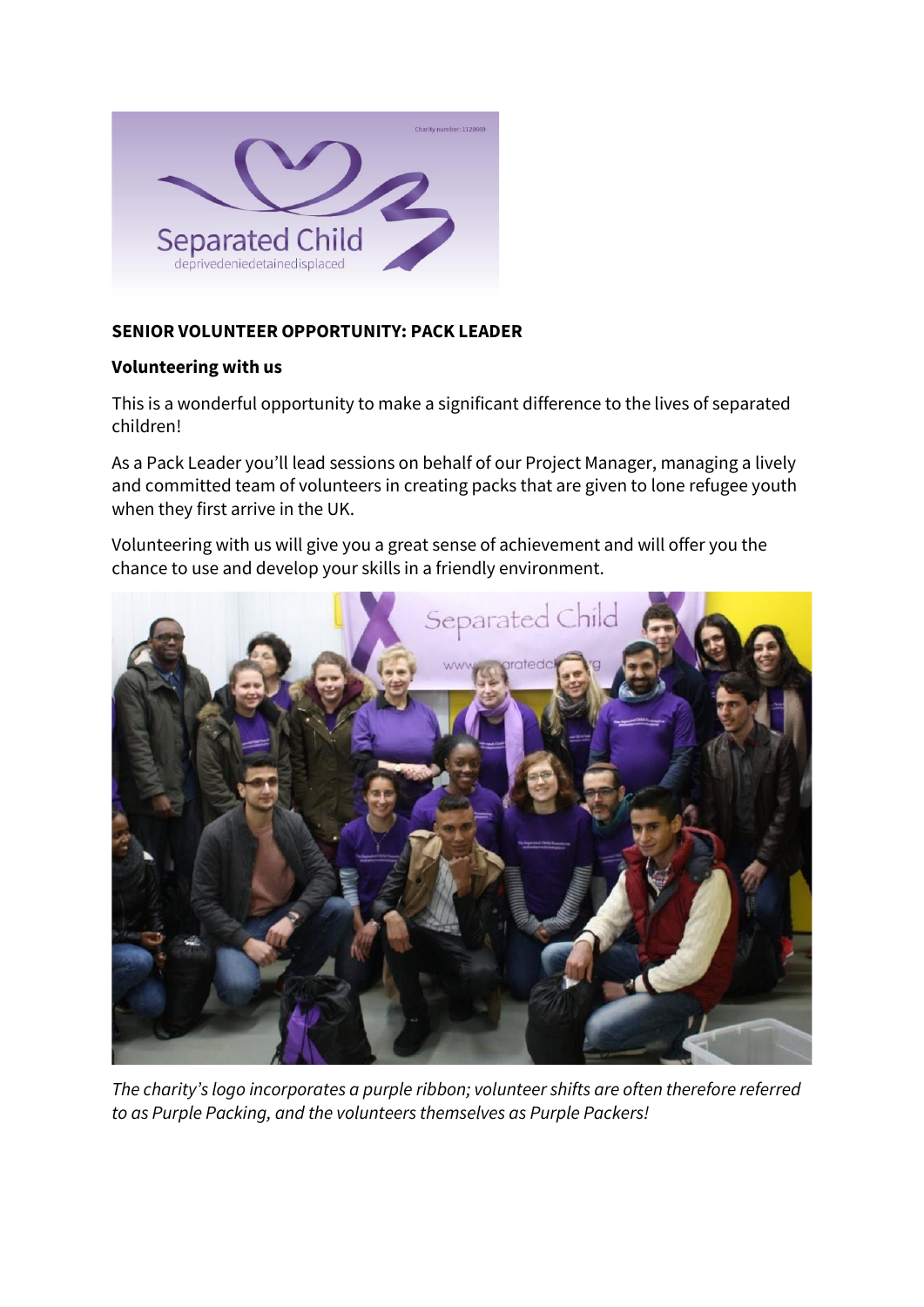## SENIOR VOLUNTEER OPPORTUNITY: PACK LEADER

### Volunteering with us

This is a wonderful opportunity to make a significant difference to the lives of separated children!

As a Pack Leader you'll lead sessions on behalf of our Project Manager, managing a lively and committed team of volunteers in creating packs that are given to lone refugee youth when they first arrive in the UK.

Volunteering with us will give you a great sense of achievement and will offer you the chance to use and develop your skills in a friendly environment.

*The charity's logo incorporates a purple ribbon; volunteer shifts are often therefore referred to as Purple Packing, and the volunteers themselves as Purple Packers!*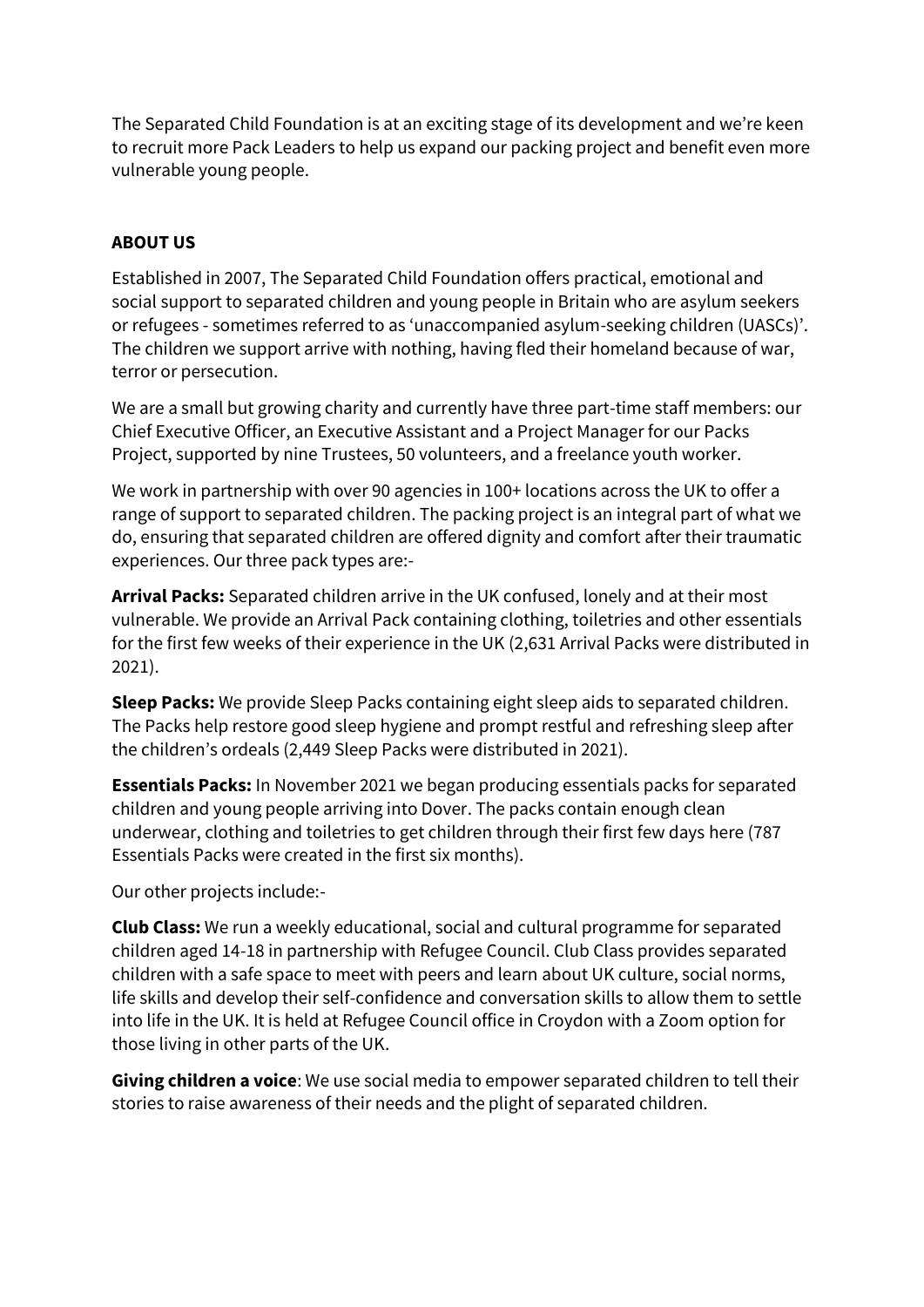The Separated Child Foundation is at an exciting stage of its development and we're keen to recruit more Pack Leaders to help us expand our packing project and benefit even more vulnerable young people.

## ABOUT US

Established in 2007, The Separated Child Foundation offers practical, emotional and social support to separated children and young people in Britain who are asylum seekers or refugees - sometimes referred to as 'unaccompanied asylum-seeking children (UASCs)'. The children we support arrive with nothing, having fled their homeland because of war, terror or persecution.

We are a small but growing charity and currently have three part-time staff members: our Chief Executive Officer, an Executive Assistant and a Project Manager for our Packs Project, supported by nine Trustees, 50 volunteers, and a freelance youth worker.

We work in partnership with over 90 agencies in 100+ locations across the UK to offer a range of support to separated children. The packing project is an integral part of what we do, ensuring that separated children are offered dignity and comfort after their traumatic experiences. Our three pack types are:-

**Arrival Packs:** Separated children arrive in the UK confused, lonely and at their most vulnerable. We provide an Arrival Pack containing clothing, toiletries and other essentials for the first few weeks of their experience in the UK (2,631 Arrival Packs were distributed in 2021).

**Sleep Packs:** We provide Sleep Packs containing eight sleep aids to separated children. The Packs help restore good sleep hygiene and prompt restful and refreshing sleep after the children's ordeals (2,449 Sleep Packs were distributed in 2021).

**Essentials Packs:** In November 2021 we began producing essentials packs for separated children and young people arriving into Dover. The packs contain enough clean underwear, clothing and toiletries to get children through their first few days here (787 Essentials Packs were created in the first six months).

Our other projects include:-

**Club Class:** We run a weekly educational, social and cultural programme for separated children aged 14-18 in partnership with Refugee Council. Club Class provides separated children with a safe space to meet with peers and learn about UK culture, social norms, life skills and develop their self-confidence and conversation skills to allow them to settle into life in the UK. It is held at Refugee Council office in Croydon with a Zoom option for those living in other parts of the UK.

**Giving children a voice**: We use social media to empower separated children to tell their stories to raise awareness of their needs and the plight of separated children.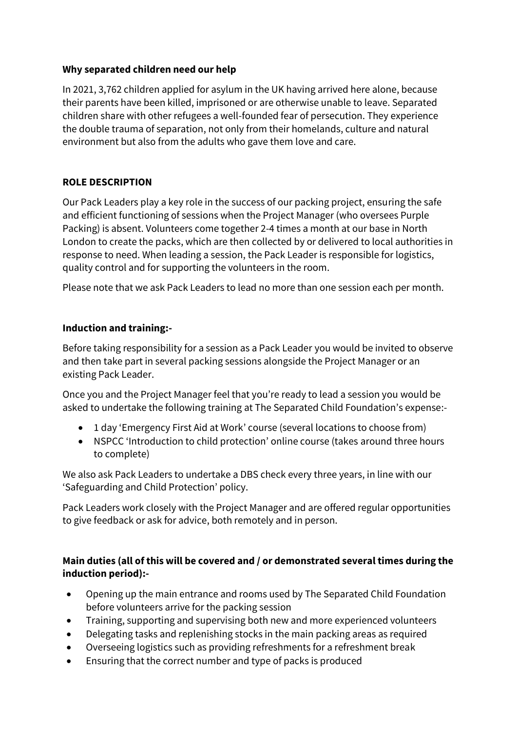**Why separated children need our help**

In 2021, 3,762 children applied for asylum in the UK having arrived here alone, because their parents have been killed, imprisoned or are otherwise unable to leave. Separated children share with other refugees a well-founded fear of persecution. They experience the double trauma of separation, not only from their homelands, culture and natural environment but also from the adults who gave them love and care.

**ROLE DESCRIPTION**

Our Pack Leaders play a key role in the success of our packing project, ensuring the safe and efficient functioning of sessions when the Project Manager (who oversees Purple Packing) is absent. Volunteers come together 2-4 times a month at our base in North London to create the packs, which are then collected by or delivered to local authorities in response to need. When leading a session, the Pack Leader is responsible for logistics, quality control and for supporting the volunteers in the room.

Please note that we ask Pack Leaders to lead no more than one session each per month.

**Induction and training:-**

Before taking responsibility for a session as a Pack Leader you would be invited to observe and then take part in several packing sessions alongside the Project Manager or an existing Pack Leader.

Once you and the Project Manager feel that you're ready to lead a session you would be asked to undertake the following training at The Separated Child Foundation's expense:-

- 1 day 'Emergency First Aid at Work' course (several locations to choose from)
- NSPCC 'Introduction to child protection' online course (takes around three hours to complete)

We also ask Pack Leaders to undertake a DBS check every three years, in line with our 'Safeguarding and Child Protection' policy.

Pack Leaders work closely with the Project Manager and are offered regular opportunities to give feedback or ask for advice, both remotely and in person.

**Main duties (all of this will be covered and / or demonstrated several times during the induction period):-**

- Opening up the main entrance and rooms used by The Separated Child Foundation before volunteers arrive for the packing session
- Training, supporting and supervising both new and more experienced volunteers
- Delegating tasks and replenishing stocks in the main packing areas as required
- Overseeing logistics such as providing refreshments for a refreshment break
- Ensuring that the correct number and type of packs is produced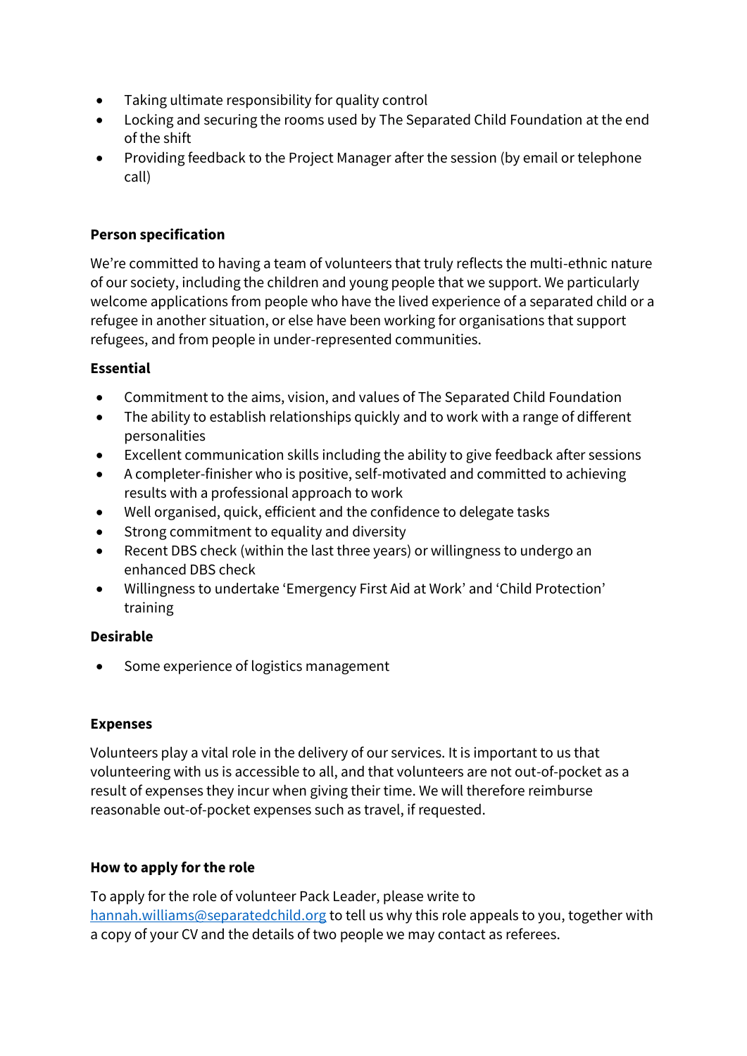- Taking ultimate responsibility for quality control
- Locking and securing the rooms used by The Separated Child Foundation at the end of the shift
- Providing feedback to the Project Manager after the session (by email or telephone call)

**Person specification**

We're committed to having a team of volunteers that truly reflects the multi-ethnic nature of our society, including the children and young people that we support. We particularly welcome applications from people who have the lived experience of a separated child or a refugee in another situation, or else have been working for organisations that support refugees, and from people in under-represented communities.

**Essential**

- Commitment to the aims, vision, and values of The Separated Child Foundation
- The ability to establish relationships quickly and to work with a range of different personalities
- Excellent communication skills including the ability to give feedback after sessions
- A completer-finisher who is positive, self-motivated and committed to achieving results with a professional approach to work
- Well organised, quick, efficient and the confidence to delegate tasks
- Strong commitment to equality and diversity
- Recent DBS check (within the last three years) or willingness to undergo an enhanced DBS check
- Willingness to undertake 'Emergency First Aid at Work' and 'Child Protection' training

**Desirable**

- Some experience of logistics management

**Expenses**

Volunteers play a vital role in the delivery of our services. It is important to us that volunteering with us is accessible to all, and that volunteers are not out-of-pocket as a result of expenses they incur when giving their time. We will therefore reimburse reasonable out-of-pocket expenses such as travel, if requested.

**How to apply for the role**

To apply for the role of volunteer Pack Leader, please write to hannah.williams@separatedchild.org to tell us why this role appeals to you, together with a copy of your CV and the details of two people we may contact as referees.